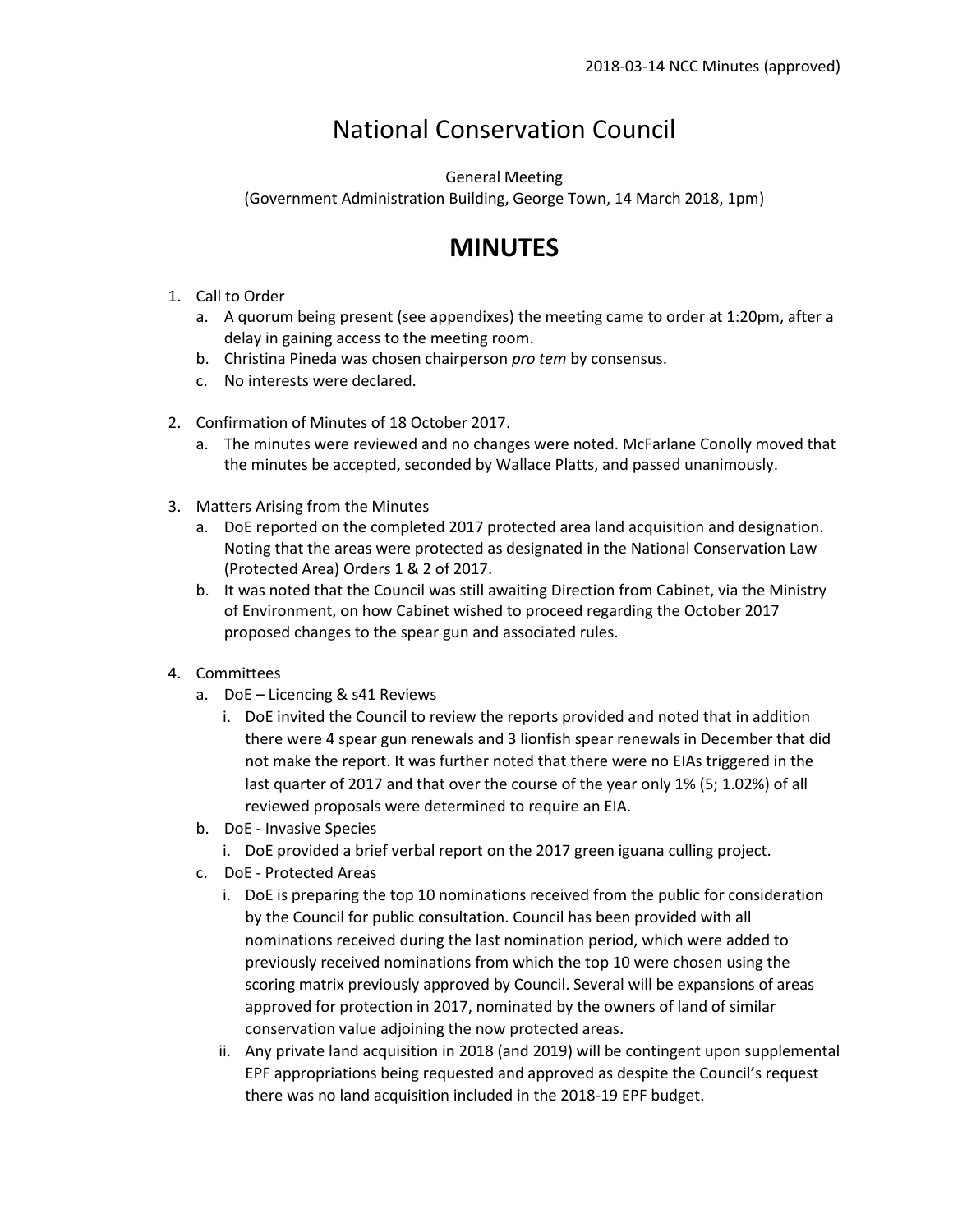# National Conservation Council

General Meeting
(Government Administration Building, George Town, 14 March 2018, 1pm)

# MINUTES

1. Call to Order
   a. A quorum being present (see appendixes) the meeting came to order at 1:20pm, after a delay in gaining access to the meeting room.
   b. Christina Pineda was chosen chairperson *pro tem* by consensus.
   c. No interests were declared.

2. Confirmation of Minutes of 18 October 2017.
   a. The minutes were reviewed and no changes were noted. McFarlane Conolly moved that the minutes be accepted, seconded by Wallace Platts, and passed unanimously.

3. Matters Arising from the Minutes
   a. DoE reported on the completed 2017 protected area land acquisition and designation. Noting that the areas were protected as designated in the National Conservation Law (Protected Area) Orders 1 & 2 of 2017.
   b. It was noted that the Council was still awaiting Direction from Cabinet, via the Ministry of Environment, on how Cabinet wished to proceed regarding the October 2017 proposed changes to the spear gun and associated rules.

4. Committees
   a. DoE – Licencing & s41 Reviews
      i. DoE invited the Council to review the reports provided and noted that in addition there were 4 spear gun renewals and 3 lionfish spear renewals in December that did not make the report. It was further noted that there were no EIAs triggered in the last quarter of 2017 and that over the course of the year only 1% (5; 1.02%) of all reviewed proposals were determined to require an EIA.
   b. DoE - Invasive Species
      i. DoE provided a brief verbal report on the 2017 green iguana culling project.
   c. DoE - Protected Areas
      i. DoE is preparing the top 10 nominations received from the public for consideration by the Council for public consultation. Council has been provided with all nominations received during the last nomination period, which were added to previously received nominations from which the top 10 were chosen using the scoring matrix previously approved by Council. Several will be expansions of areas approved for protection in 2017, nominated by the owners of land of similar conservation value adjoining the now protected areas.
      ii. Any private land acquisition in 2018 (and 2019) will be contingent upon supplemental EPF appropriations being requested and approved as despite the Council's request there was no land acquisition included in the 2018-19 EPF budget.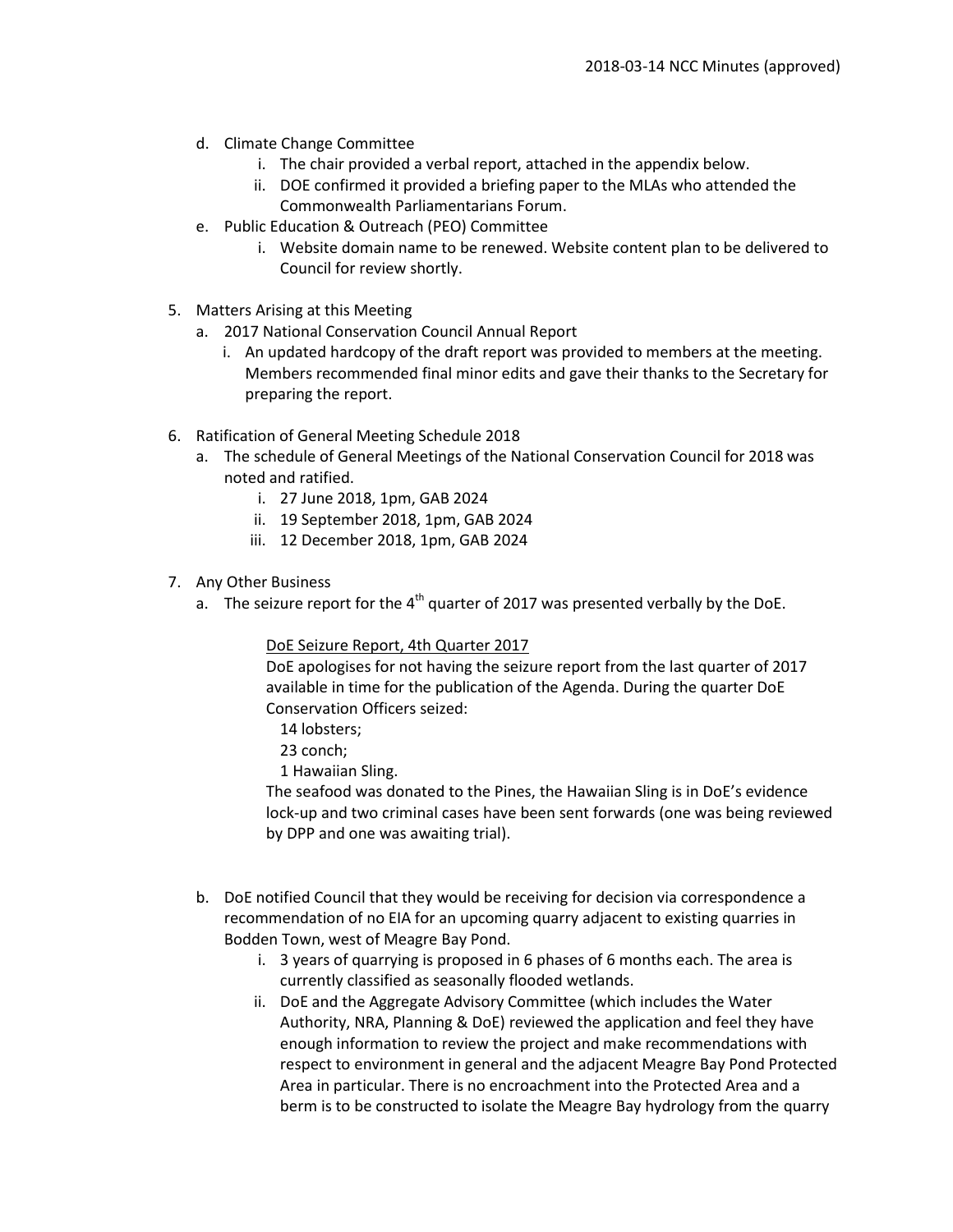d. Climate Change Committee
   i. The chair provided a verbal report, attached in the appendix below.
   ii. DOE confirmed it provided a briefing paper to the MLAs who attended the Commonwealth Parliamentarians Forum.

e. Public Education & Outreach (PEO) Committee
   i. Website domain name to be renewed. Website content plan to be delivered to Council for review shortly.

5. Matters Arising at this Meeting
   a. 2017 National Conservation Council Annual Report
      i. An updated hardcopy of the draft report was provided to members at the meeting. Members recommended final minor edits and gave their thanks to the Secretary for preparing the report.

6. Ratification of General Meeting Schedule 2018
   a. The schedule of General Meetings of the National Conservation Council for 2018 was noted and ratified.
      i. 27 June 2018, 1pm, GAB 2024
      ii. 19 September 2018, 1pm, GAB 2024
      iii. 12 December 2018, 1pm, GAB 2024

7. Any Other Business
   a. The seizure report for the 4th quarter of 2017 was presented verbally by the DoE.

      DoE Seizure Report, 4th Quarter 2017
      DoE apologises for not having the seizure report from the last quarter of 2017 available in time for the publication of the Agenda. During the quarter DoE Conservation Officers seized:
      14 lobsters;
      23 conch;
      1 Hawaiian Sling.
      The seafood was donated to the Pines, the Hawaiian Sling is in DoE's evidence lock-up and two criminal cases have been sent forwards (one was being reviewed by DPP and one was awaiting trial).

   b. DoE notified Council that they would be receiving for decision via correspondence a recommendation of no EIA for an upcoming quarry adjacent to existing quarries in Bodden Town, west of Meagre Bay Pond.
      i. 3 years of quarrying is proposed in 6 phases of 6 months each. The area is currently classified as seasonally flooded wetlands.
      ii. DoE and the Aggregate Advisory Committee (which includes the Water Authority, NRA, Planning & DoE) reviewed the application and feel they have enough information to review the project and make recommendations with respect to environment in general and the adjacent Meagre Bay Pond Protected Area in particular. There is no encroachment into the Protected Area and a berm is to be constructed to isolate the Meagre Bay hydrology from the quarry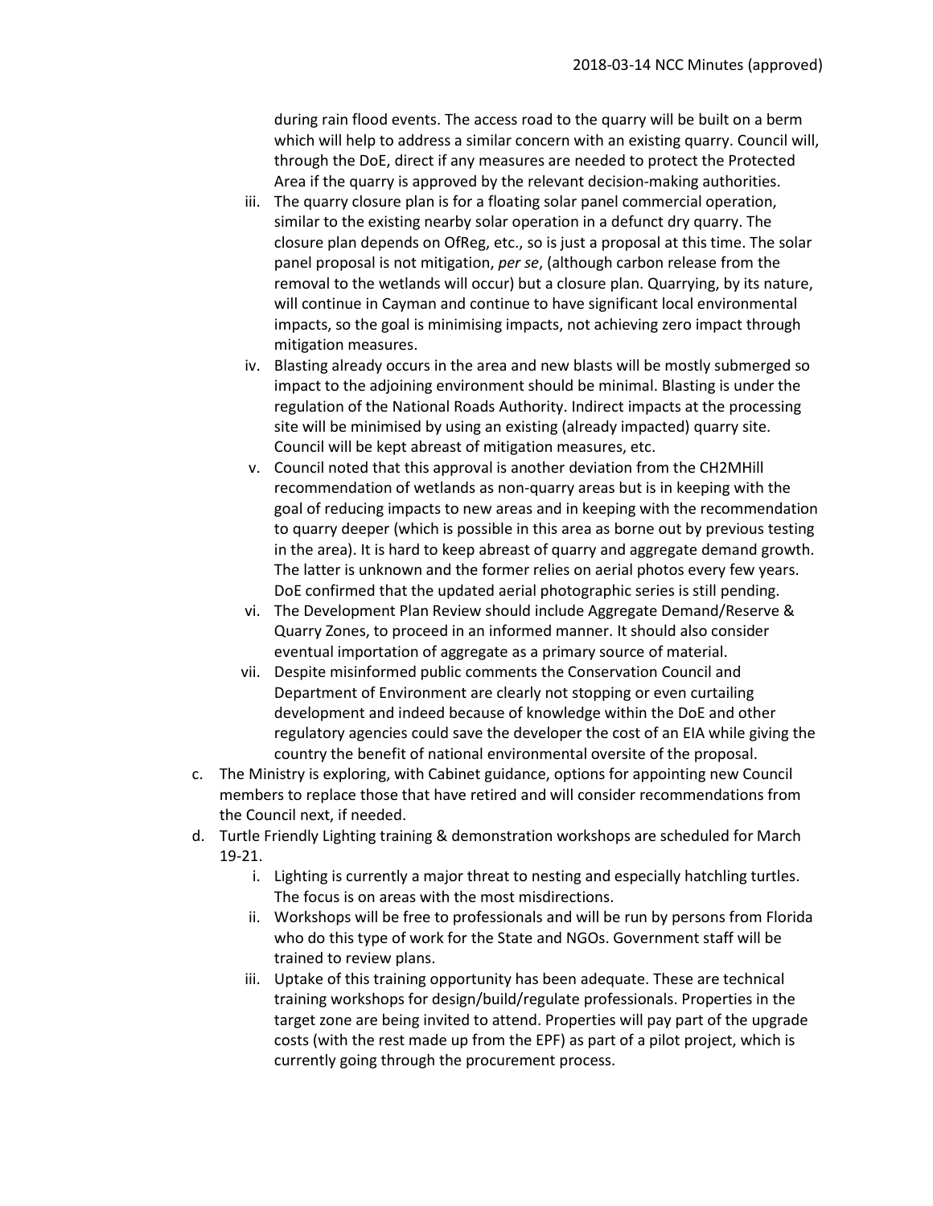during rain flood events. The access road to the quarry will be built on a berm which will help to address a similar concern with an existing quarry. Council will, through the DoE, direct if any measures are needed to protect the Protected Area if the quarry is approved by the relevant decision-making authorities.

   iii. The quarry closure plan is for a floating solar panel commercial operation, similar to the existing nearby solar operation in a defunct dry quarry. The closure plan depends on OfReg, etc., so is just a proposal at this time. The solar panel proposal is not mitigation, *per se*, (although carbon release from the removal to the wetlands will occur) but a closure plan. Quarrying, by its nature, will continue in Cayman and continue to have significant local environmental impacts, so the goal is minimising impacts, not achieving zero impact through mitigation measures.
   iv. Blasting already occurs in the area and new blasts will be mostly submerged so impact to the adjoining environment should be minimal. Blasting is under the regulation of the National Roads Authority. Indirect impacts at the processing site will be minimised by using an existing (already impacted) quarry site. Council will be kept abreast of mitigation measures, etc.
   v. Council noted that this approval is another deviation from the CH2MHill recommendation of wetlands as non-quarry areas but is in keeping with the goal of reducing impacts to new areas and in keeping with the recommendation to quarry deeper (which is possible in this area as borne out by previous testing in the area). It is hard to keep abreast of quarry and aggregate demand growth. The latter is unknown and the former relies on aerial photos every few years. DoE confirmed that the updated aerial photographic series is still pending.
   vi. The Development Plan Review should include Aggregate Demand/Reserve & Quarry Zones, to proceed in an informed manner. It should also consider eventual importation of aggregate as a primary source of material.
   vii. Despite misinformed public comments the Conservation Council and Department of Environment are clearly not stopping or even curtailing development and indeed because of knowledge within the DoE and other regulatory agencies could save the developer the cost of an EIA while giving the country the benefit of national environmental oversite of the proposal.

c. The Ministry is exploring, with Cabinet guidance, options for appointing new Council members to replace those that have retired and will consider recommendations from the Council next, if needed.

d. Turtle Friendly Lighting training & demonstration workshops are scheduled for March 19-21.
   i. Lighting is currently a major threat to nesting and especially hatchling turtles. The focus is on areas with the most misdirections.
   ii. Workshops will be free to professionals and will be run by persons from Florida who do this type of work for the State and NGOs. Government staff will be trained to review plans.
   iii. Uptake of this training opportunity has been adequate. These are technical training workshops for design/build/regulate professionals. Properties in the target zone are being invited to attend. Properties will pay part of the upgrade costs (with the rest made up from the EPF) as part of a pilot project, which is currently going through the procurement process.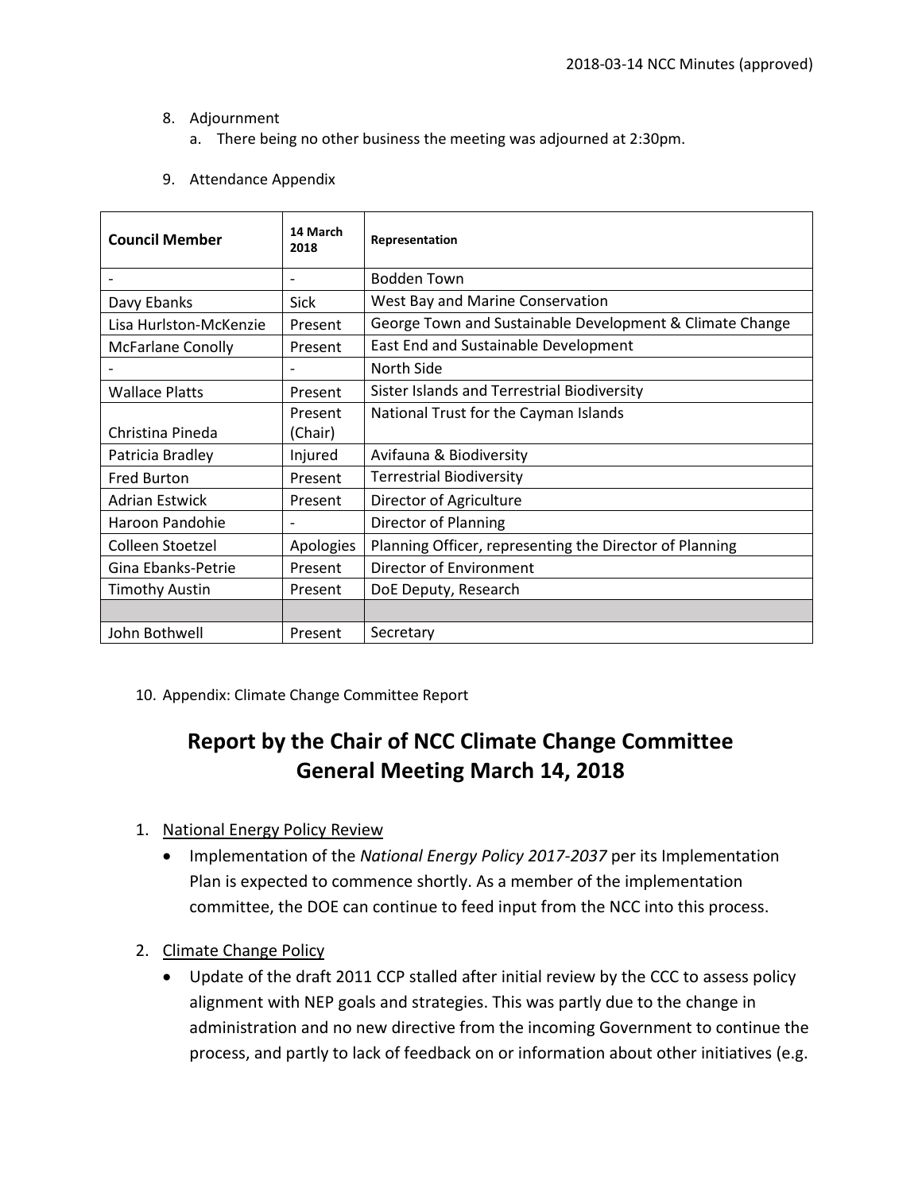8. Adjournment
    a. There being no other business the meeting was adjourned at 2:30pm.

9. Attendance Appendix

| Council Member | 14 March 2018 | Representation |
|---|---|---|
| - | - | Bodden Town |
| Davy Ebanks | Sick | West Bay and Marine Conservation |
| Lisa Hurlston-McKenzie | Present | George Town and Sustainable Development & Climate Change |
| McFarlane Conolly | Present | East End and Sustainable Development |
| - | - | North Side |
| Wallace Platts | Present | Sister Islands and Terrestrial Biodiversity |
| Christina Pineda | Present (Chair) | National Trust for the Cayman Islands |
| Patricia Bradley | Injured | Avifauna & Biodiversity |
| Fred Burton | Present | Terrestrial Biodiversity |
| Adrian Estwick | Present | Director of Agriculture |
| Haroon Pandohie | - | Director of Planning |
| Colleen Stoetzel | Apologies | Planning Officer, representing the Director of Planning |
| Gina Ebanks-Petrie | Present | Director of Environment |
| Timothy Austin | Present | DoE Deputy, Research |
| | | |
| John Bothwell | Present | Secretary |

10. Appendix: Climate Change Committee Report

# Report by the Chair of NCC Climate Change Committee General Meeting March 14, 2018

1. National Energy Policy Review
    - Implementation of the *National Energy Policy 2017-2037* per its Implementation Plan is expected to commence shortly. As a member of the implementation committee, the DOE can continue to feed input from the NCC into this process.

2. Climate Change Policy
    - Update of the draft 2011 CCP stalled after initial review by the CCC to assess policy alignment with NEP goals and strategies. This was partly due to the change in administration and no new directive from the incoming Government to continue the process, and partly to lack of feedback on or information about other initiatives (e.g.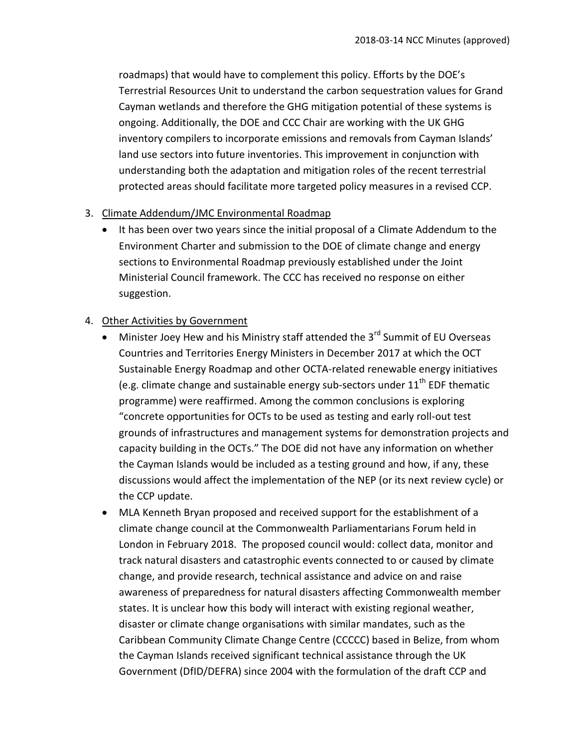roadmaps) that would have to complement this policy. Efforts by the DOE's Terrestrial Resources Unit to understand the carbon sequestration values for Grand Cayman wetlands and therefore the GHG mitigation potential of these systems is ongoing. Additionally, the DOE and CCC Chair are working with the UK GHG inventory compilers to incorporate emissions and removals from Cayman Islands' land use sectors into future inventories. This improvement in conjunction with understanding both the adaptation and mitigation roles of the recent terrestrial protected areas should facilitate more targeted policy measures in a revised CCP.

3. Climate Addendum/JMC Environmental Roadmap
   - It has been over two years since the initial proposal of a Climate Addendum to the Environment Charter and submission to the DOE of climate change and energy sections to Environmental Roadmap previously established under the Joint Ministerial Council framework. The CCC has received no response on either suggestion.

4. Other Activities by Government
   - Minister Joey Hew and his Ministry staff attended the 3rd Summit of EU Overseas Countries and Territories Energy Ministers in December 2017 at which the OCT Sustainable Energy Roadmap and other OCTA-related renewable energy initiatives (e.g. climate change and sustainable energy sub-sectors under 11th EDF thematic programme) were reaffirmed. Among the common conclusions is exploring "concrete opportunities for OCTs to be used as testing and early roll-out test grounds of infrastructures and management systems for demonstration projects and capacity building in the OCTs." The DOE did not have any information on whether the Cayman Islands would be included as a testing ground and how, if any, these discussions would affect the implementation of the NEP (or its next review cycle) or the CCP update.
   - MLA Kenneth Bryan proposed and received support for the establishment of a climate change council at the Commonwealth Parliamentarians Forum held in London in February 2018. The proposed council would: collect data, monitor and track natural disasters and catastrophic events connected to or caused by climate change, and provide research, technical assistance and advice on and raise awareness of preparedness for natural disasters affecting Commonwealth member states. It is unclear how this body will interact with existing regional weather, disaster or climate change organisations with similar mandates, such as the Caribbean Community Climate Change Centre (CCCCC) based in Belize, from whom the Cayman Islands received significant technical assistance through the UK Government (DfID/DEFRA) since 2004 with the formulation of the draft CCP and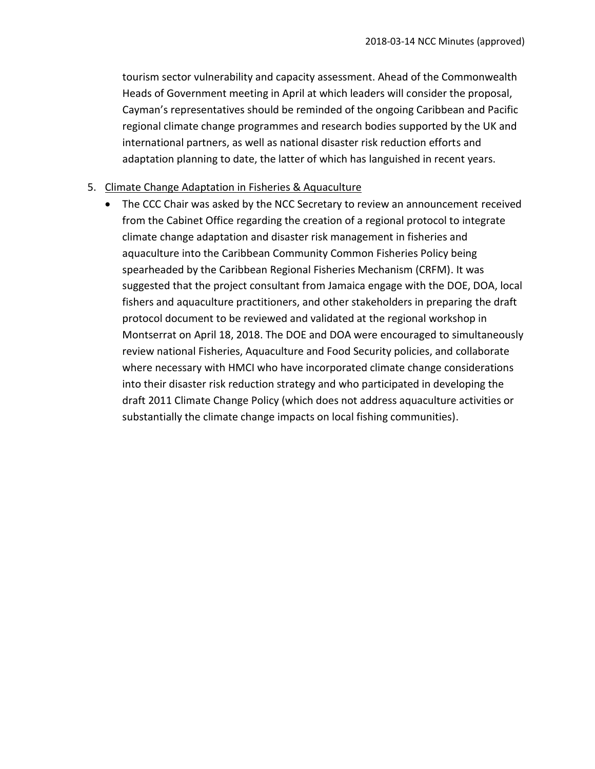tourism sector vulnerability and capacity assessment. Ahead of the Commonwealth Heads of Government meeting in April at which leaders will consider the proposal, Cayman's representatives should be reminded of the ongoing Caribbean and Pacific regional climate change programmes and research bodies supported by the UK and international partners, as well as national disaster risk reduction efforts and adaptation planning to date, the latter of which has languished in recent years.

5. <u>Climate Change Adaptation in Fisheries & Aquaculture</u>
   - The CCC Chair was asked by the NCC Secretary to review an announcement received from the Cabinet Office regarding the creation of a regional protocol to integrate climate change adaptation and disaster risk management in fisheries and aquaculture into the Caribbean Community Common Fisheries Policy being spearheaded by the Caribbean Regional Fisheries Mechanism (CRFM). It was suggested that the project consultant from Jamaica engage with the DOE, DOA, local fishers and aquaculture practitioners, and other stakeholders in preparing the draft protocol document to be reviewed and validated at the regional workshop in Montserrat on April 18, 2018. The DOE and DOA were encouraged to simultaneously review national Fisheries, Aquaculture and Food Security policies, and collaborate where necessary with HMCI who have incorporated climate change considerations into their disaster risk reduction strategy and who participated in developing the draft 2011 Climate Change Policy (which does not address aquaculture activities or substantially the climate change impacts on local fishing communities).